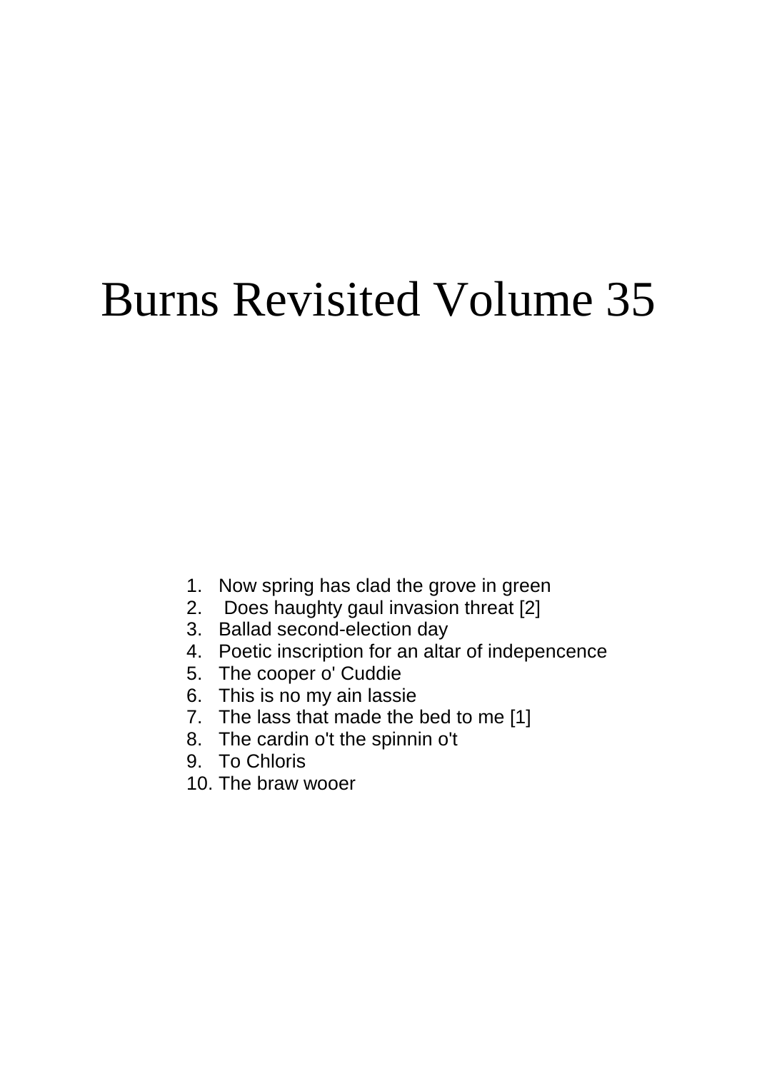# Burns Revisited Volume 35

1. Now spring has clad the grove in green
2. Does haughty gaul invasion threat [2]
3. Ballad second-election day
4. Poetic inscription for an altar of indepencence
5. The cooper o' Cuddie
6. This is no my ain lassie
7. The lass that made the bed to me [1]
8. The cardin o't the spinnin o't
9. To Chloris
10. The braw wooer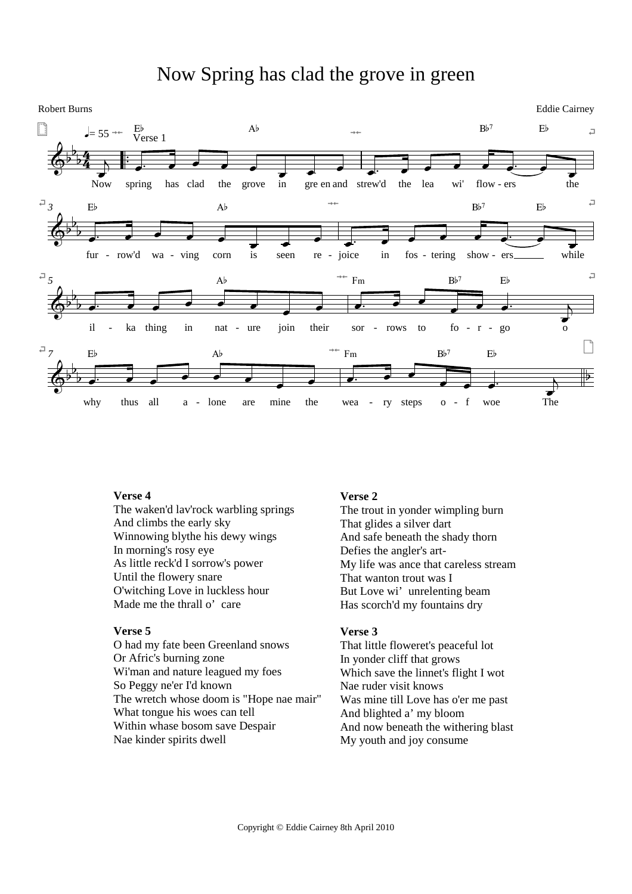# Now Spring has clad the grove in green

Robert Burns

Eddie Cairney

**Verse 4**
The waken'd lav'rock warbling springs
And climbs the early sky
Winnowing blythe his dewy wings
In morning's rosy eye
As little reck'd I sorrow's power
Until the flowery snare
O'witching Love in luckless hour
Made me the thrall o' care

**Verse 5**
O had my fate been Greenland snows
Or Afric's burning zone
Wi'man and nature leagued my foes
So Peggy ne'er I'd known
The wretch whose doom is "Hope nae mair"
What tongue his woes can tell
Within whase bosom save Despair
Nae kinder spirits dwell

**Verse 2**
The trout in yonder wimpling burn
That glides a silver dart
And safe beneath the shady thorn
Defies the angler's art-
My life was ance that careless stream
That wanton trout was I
But Love wi' unrelenting beam
Has scorch'd my fountains dry

**Verse 3**
That little floweret's peaceful lot
In yonder cliff that grows
Which save the linnet's flight I wot
Nae ruder visit knows
Was mine till Love has o'er me past
And blighted a' my bloom
And now beneath the withering blast
My youth and joy consume

Copyright © Eddie Cairney 8th April 2010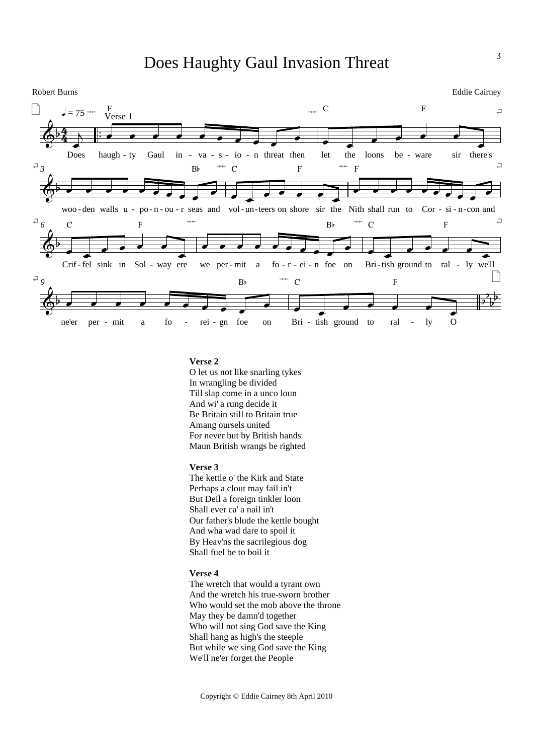# Does Haughty Gaul Invasion Threat

Robert Burns

Eddie Cairney

Verse 1

Does haugh-ty Gaul in-va-s-io-n threat then let the loons be-ware sir there's woo-den walls u-po-n-ou-r seas and vol-un-teers on shore sir the Nith shall run to Cor-si-n-con and Crif-fel sink in Sol-way ere we per-mit a fo-r-ei-n foe on Bri-tish ground to ral-ly we'll ne'er per-mit a fo-rei-gn foe on Bri-tish ground to ral-ly O

**Verse 2**
O let us not like snarling tykes
In wrangling be divided
Till slap come in a unco loun
And wi' a rung decide it
Be Britain still to Britain true
Amang oursels united
For never but by British hands
Maun British wrangs be righted

**Verse 3**
The kettle o' the Kirk and State
Perhaps a clout may fail in't
But Deil a foreign tinkler loon
Shall ever ca' a nail in't
Our father's blude the kettle bought
And wha wad dare to spoil it
By Heav'ns the sacrilegious dog
Shall fuel be to boil it

**Verse 4**
The wretch that would a tyrant own
And the wretch his true-sworn brother
Who would set the mob above the throne
May they be damn'd together
Who will not sing God save the King
Shall hang as high's the steeple
But while we sing God save the King
We'll ne'er forget the People

Copyright © Eddie Cairney 8th April 2010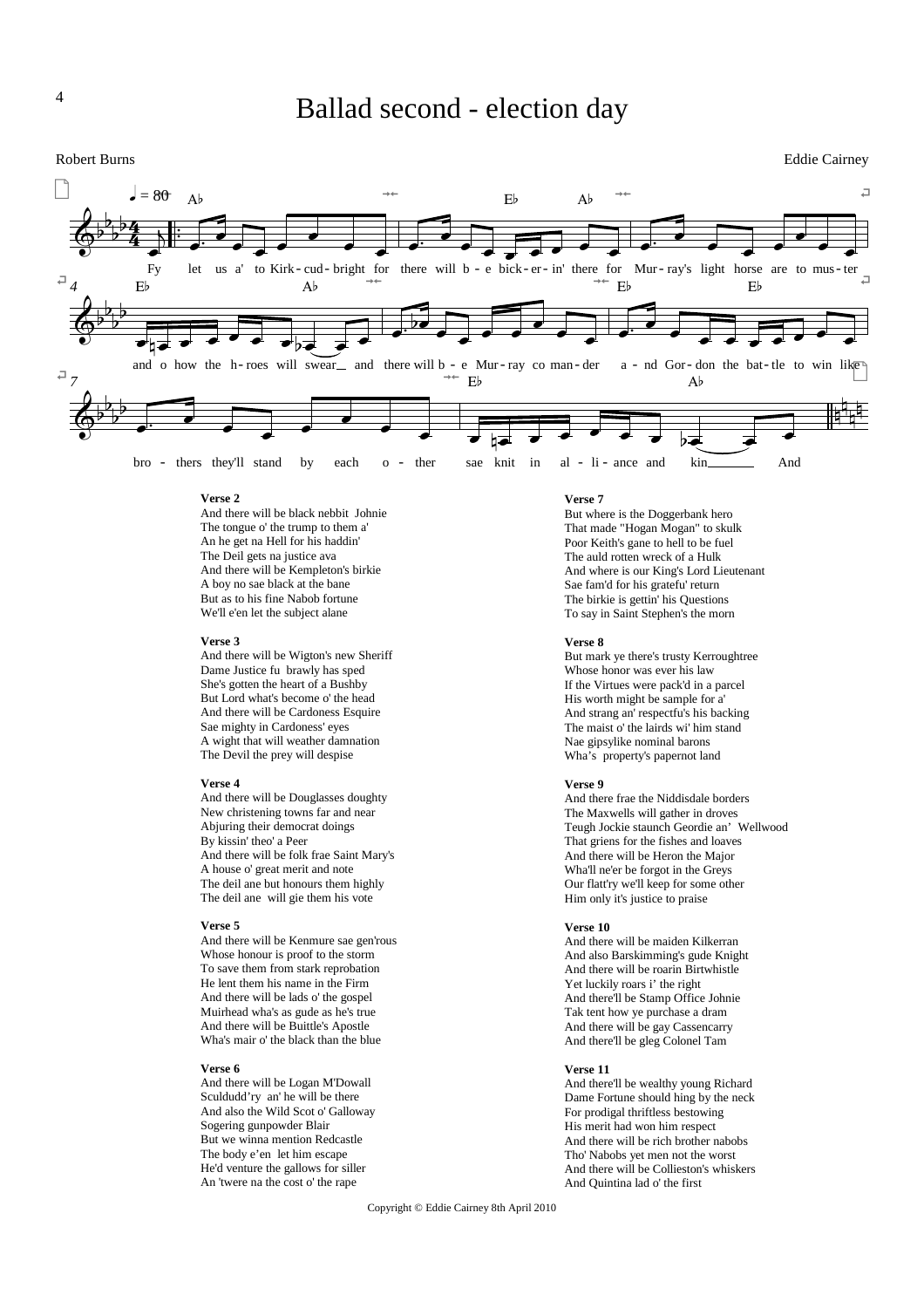# Ballad second - election day

Robert Burns

Eddie Cairney

Fy let us a' to Kirk-cud-bright for there will b-e bick-er-in' there for Mur-ray's light horse are to mus-ter and o how the h-roes will swear and there will b-e Mur-ray co man-der a-nd Gor-don the bat-tle to win like bro-thers they'll stand by each o-ther sae knit in al-li-ance and kin And

**Verse 2**
And there will be black nebbit Johnie
The tongue o' the trump to them a'
An he get na Hell for his haddin'
The Deil gets na justice ava
And there will be Kempleton's birkie
A boy no sae black at the bane
But as to his fine Nabob fortune
We'll e'en let the subject alane

**Verse 3**
And there will be Wigton's new Sheriff
Dame Justice fu brawly has sped
She's gotten the heart of a Bushby
But Lord what's become o' the head
And there will be Cardoness Esquire
Sae mighty in Cardoness' eyes
A wight that will weather damnation
The Devil the prey will despise

**Verse 4**
And there will be Douglasses doughty
New christening towns far and near
Abjuring their democrat doings
By kissin' theo' a Peer
And there will be folk frae Saint Mary's
A house o' great merit and note
The deil ane but honours them highly
The deil ane will gie them his vote

**Verse 5**
And there will be Kenmure sae gen'rous
Whose honour is proof to the storm
To save them from stark reprobation
He lent them his name in the Firm
And there will be lads o' the gospel
Muirhead wha's as gude as he's true
And there will be Buittle's Apostle
Wha's mair o' the black than the blue

**Verse 6**
And there will be Logan M'Dowall
Sculdudd'ry an' he will be there
And also the Wild Scot o' Galloway
Sogering gunpowder Blair
But we winna mention Redcastle
The body e'en let him escape
He'd venture the gallows for siller
An 'twere na the cost o' the rape

**Verse 7**
But where is the Doggerbank hero
That made "Hogan Mogan" to skulk
Poor Keith's gane to hell to be fuel
The auld rotten wreck of a Hulk
And where is our King's Lord Lieutenant
Sae fam'd for his gratefu' return
The birkie is gettin' his Questions
To say in Saint Stephen's the morn

**Verse 8**
But mark ye there's trusty Kerroughtree
Whose honor was ever his law
If the Virtues were pack'd in a parcel
His worth might be sample for a'
And strang an' respectfu's his backing
The maist o' the lairds wi' him stand
Nae gipsylike nominal barons
Wha's property's papernot land

**Verse 9**
And there frae the Niddisdale borders
The Maxwells will gather in droves
Teugh Jockie staunch Geordie an' Wellwood
That griens for the fishes and loaves
And there will be Heron the Major
Wha'll ne'er be forgot in the Greys
Our flatt'ry we'll keep for some other
Him only it's justice to praise

**Verse 10**
And there will be maiden Kilkerran
And also Barskimming's gude Knight
And there will be roarin Birtwhistle
Yet luckily roars i' the right
And there'll be Stamp Office Johnie
Tak tent how ye purchase a dram
And there will be gay Cassencarry
And there'll be gleg Colonel Tam

**Verse 11**
And there'll be wealthy young Richard
Dame Fortune should hing by the neck
For prodigal thriftless bestowing
His merit had won him respect
And there will be rich brother nabobs
Tho' Nabobs yet men not the worst
And there will be Collieston's whiskers
And Quintina lad o' the first

Copyright © Eddie Cairney 8th April 2010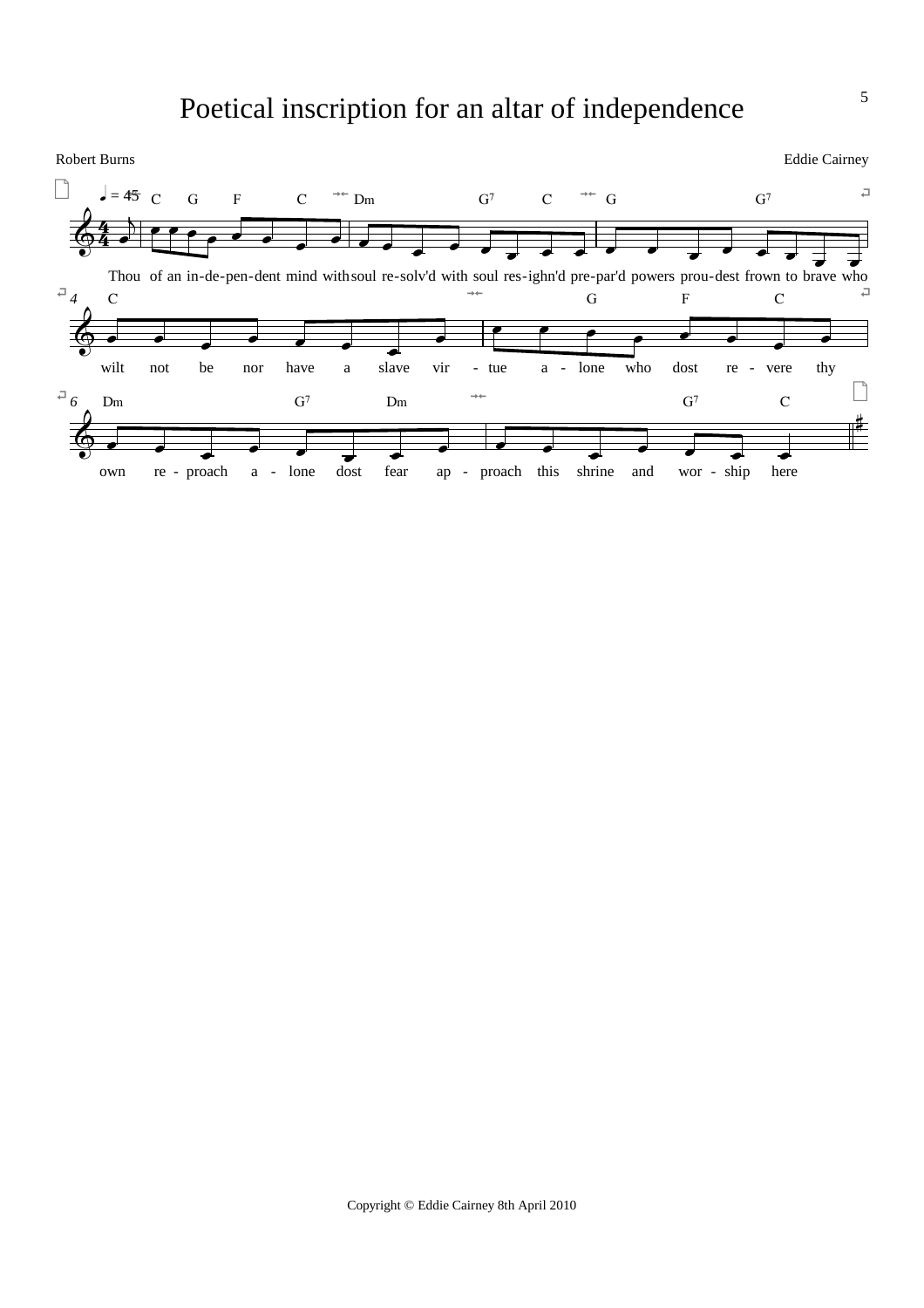# Poetical inscription for an altar of independence

Robert Burns

Eddie Cairney

♩ = 45

C G F C | Dm G7 C | G G7

Thou of an in-de-pen-dent mind with soul re-solv'd with soul res-ighn'd pre-par'd powers prou-dest frown to brave who

C | G F C

wilt not be nor have a slave vir - tue a - lone who dost re - vere thy

Dm G7 Dm | G7 C

own re - proach a - lone dost fear ap - proach this shrine and wor - ship here

Copyright © Eddie Cairney 8th April 2010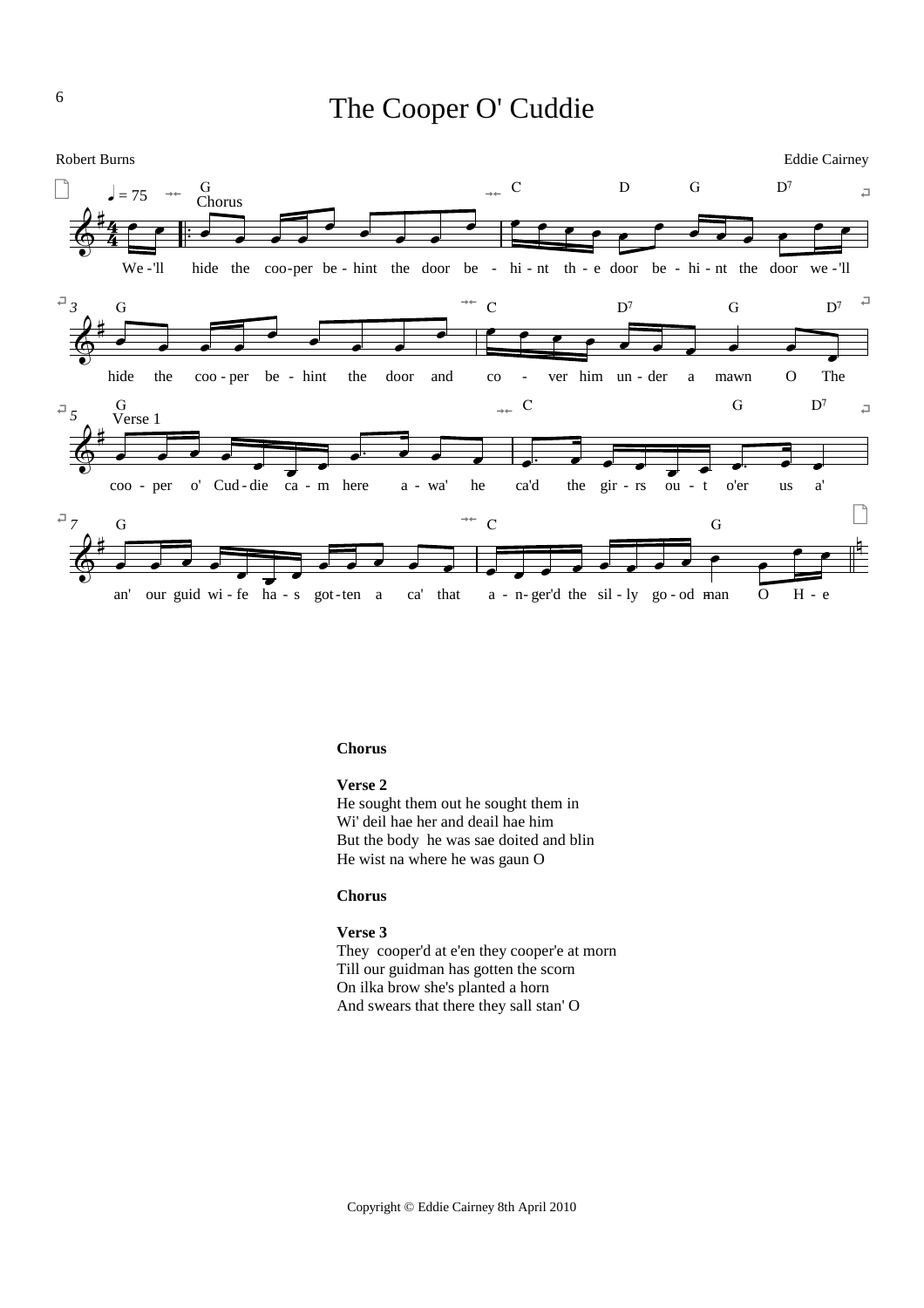# The Cooper O' Cuddie

Robert Burns

Eddie Cairney

Chorus

We-'ll hide the coo-per be-hint the door be - hi-nt th-e door be - hi-nt the door we-'ll hide the coo-per be-hint the door and co - ver him un-der a mawn O The

Verse 1

coo-per o' Cud-die ca-m here a-wa' he ca'd the gir-rs ou-t o'er us a' an' our guid wi-fe ha-s got-ten a ca' that a-n-ger'd the sil-ly go-od man O H-e

**Chorus**

**Verse 2**

He sought them out he sought them in
Wi' deil hae her and deail hae him
But the body  he was sae doited and blin
He wist na where he was gaun O

**Chorus**

**Verse 3**

They  cooper'd at e'en they cooper'e at morn
Till our guidman has gotten the scorn
On ilka brow she's planted a horn
And swears that there they sall stan' O

Copyright © Eddie Cairney 8th April 2010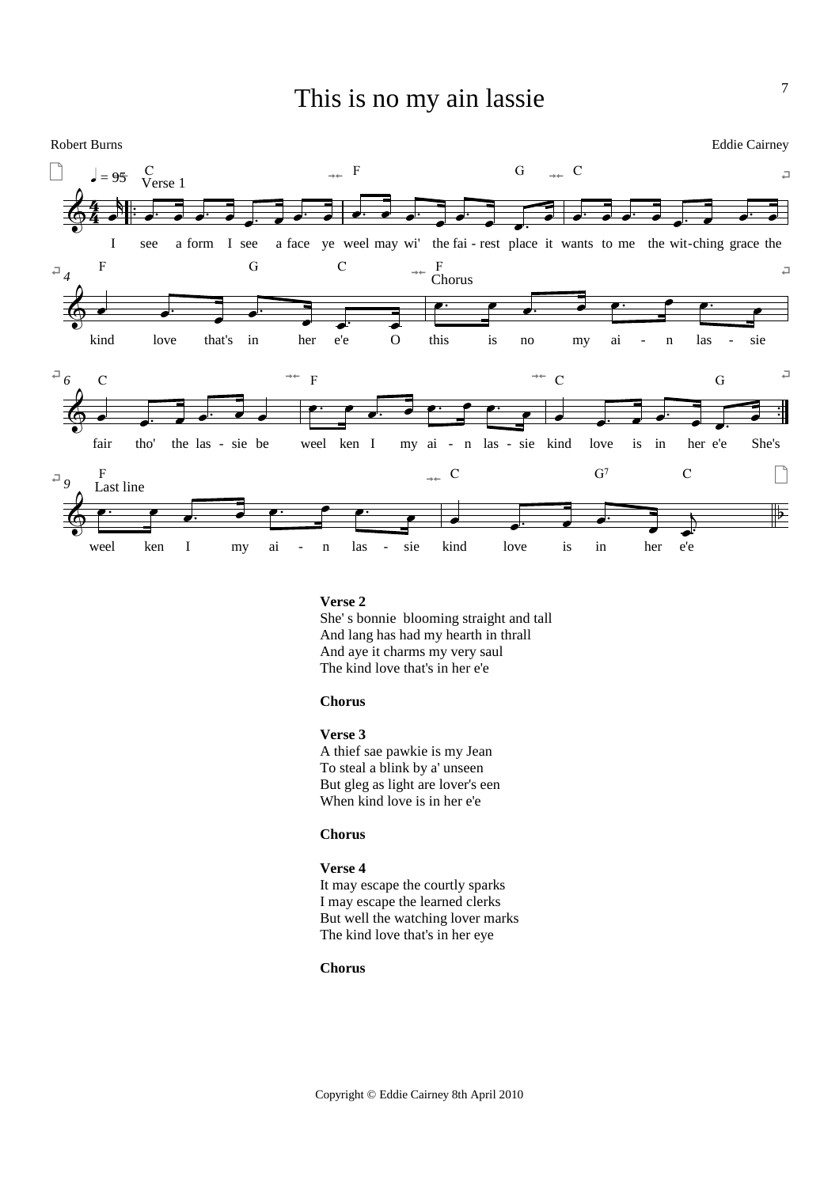# This is no my ain lassie

Robert Burns

Eddie Cairney

**Verse 2**
She' s bonnie blooming straight and tall
And lang has had my hearth in thrall
And aye it charms my very saul
The kind love that's in her e'e

**Chorus**

**Verse 3**
A thief sae pawkie is my Jean
To steal a blink by a' unseen
But gleg as light are lover's een
When kind love is in her e'e

**Chorus**

**Verse 4**
It may escape the courtly sparks
I may escape the learned clerks
But well the watching lover marks
The kind love that's in her eye

**Chorus**

Copyright © Eddie Cairney 8th April 2010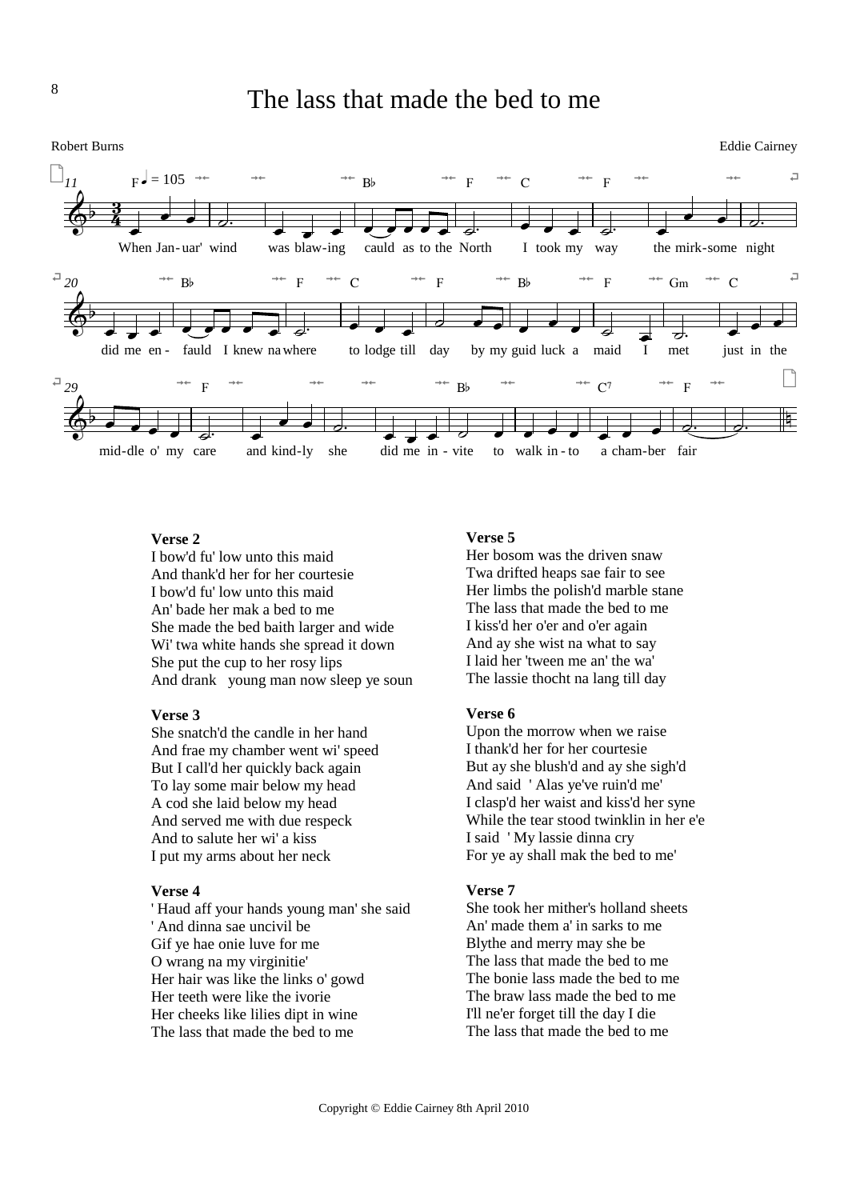# The lass that made the bed to me

Robert Burns

Eddie Cairney

When Jan-uar' wind was blaw-ing cauld as to the North I took my way the mirk-some night did me en-fauld I knew na where to lodge till day by my guid luck a maid I met just in the mid-dle o' my care and kind-ly she did me in-vite to walk in-to a cham-ber fair

**Verse 2**
I bow'd fu' low unto this maid
And thank'd her for her courtesie
I bow'd fu' low unto this maid
An' bade her mak a bed to me
She made the bed baith larger and wide
Wi' twa white hands she spread it down
She put the cup to her rosy lips
And drank young man now sleep ye soun

**Verse 3**
She snatch'd the candle in her hand
And frae my chamber went wi' speed
But I call'd her quickly back again
To lay some mair below my head
A cod she laid below my head
And served me with due respeck
And to salute her wi' a kiss
I put my arms about her neck

**Verse 4**
' Haud aff your hands young man' she said
' And dinna sae uncivil be
Gif ye hae onie luve for me
O wrang na my virginitie'
Her hair was like the links o' gowd
Her teeth were like the ivorie
Her cheeks like lilies dipt in wine
The lass that made the bed to me

**Verse 5**
Her bosom was the driven snaw
Twa drifted heaps sae fair to see
Her limbs the polish'd marble stane
The lass that made the bed to me
I kiss'd her o'er and o'er again
And ay she wist na what to say
I laid her 'tween me an' the wa'
The lassie thocht na lang till day

**Verse 6**
Upon the morrow when we raise
I thank'd her for her courtesie
But ay she blush'd and ay she sigh'd
And said ' Alas ye've ruin'd me'
I clasp'd her waist and kiss'd her syne
While the tear stood twinklin in her e'e
I said ' My lassie dinna cry
For ye ay shall mak the bed to me'

**Verse 7**
She took her mither's holland sheets
An' made them a' in sarks to me
Blythe and merry may she be
The lass that made the bed to me
The bonie lass made the bed to me
The braw lass made the bed to me
I'll ne'er forget till the day I die
The lass that made the bed to me

Copyright © Eddie Cairney 8th April 2010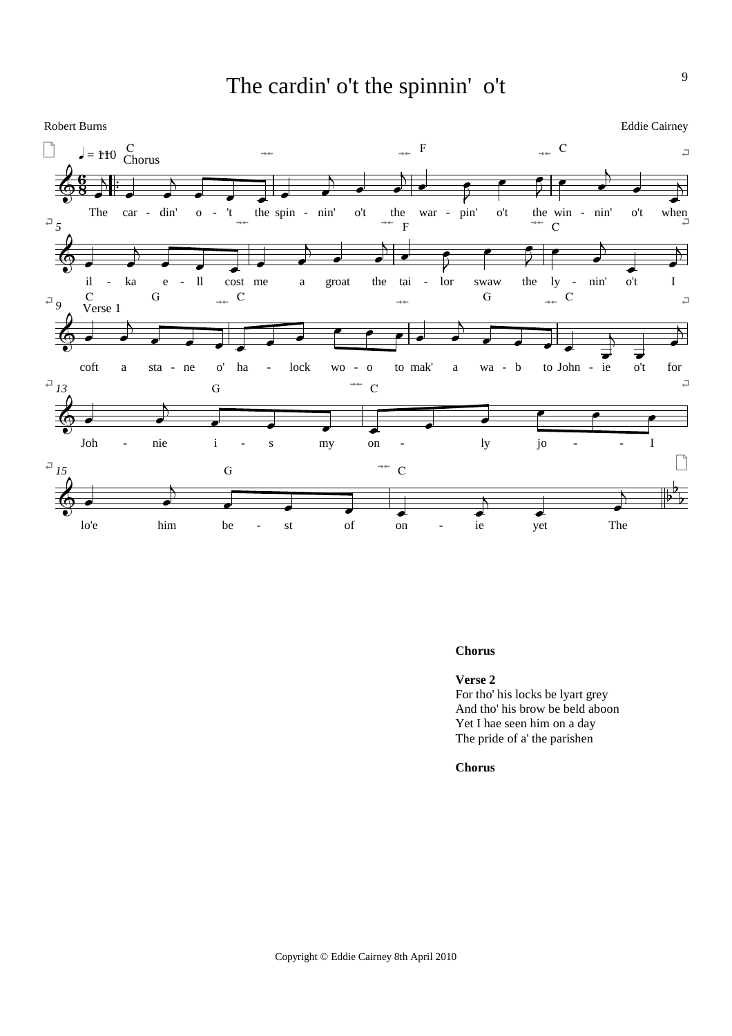# The cardin' o't the spinnin' o't

Robert Burns

Eddie Cairney

**Chorus**

**Verse 2**
For tho' his locks be lyart grey
And tho' his brow be beld aboon
Yet I hae seen him on a day
The pride of a' the parishen

**Chorus**

Copyright © Eddie Cairney 8th April 2010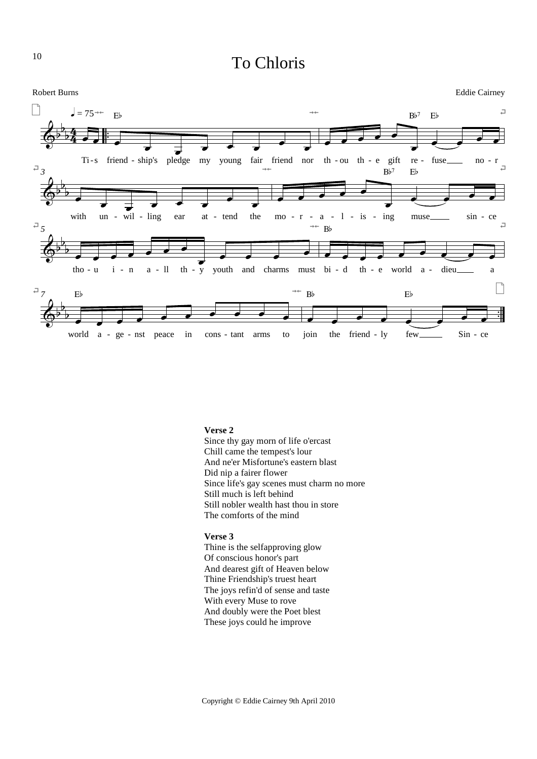# To Chloris

Robert Burns

Eddie Cairney

♩ = 75

Ti-s friend - ship's pledge my young fair friend nor th - ou th - e gift re - fuse no - r with un - wil - ling ear at - tend the mo - r - a - l - is - ing muse sin - ce tho - u i - n a - ll th - y youth and charms must bi - d th - e world a - dieu a world a - ge - nst peace in cons - tant arms to join the friend - ly few Sin - ce

**Verse 2**
Since thy gay morn of life o'ercast
Chill came the tempest's lour
And ne'er Misfortune's eastern blast
Did nip a fairer flower
Since life's gay scenes must charm no more
Still much is left behind
Still nobler wealth hast thou in store
The comforts of the mind

**Verse 3**
Thine is the selfapproving glow
Of conscious honor's part
And dearest gift of Heaven below
Thine Friendship's truest heart
The joys refin'd of sense and taste
With every Muse to rove
And doubly were the Poet blest
These joys could he improve

Copyright © Eddie Cairney 9th April 2010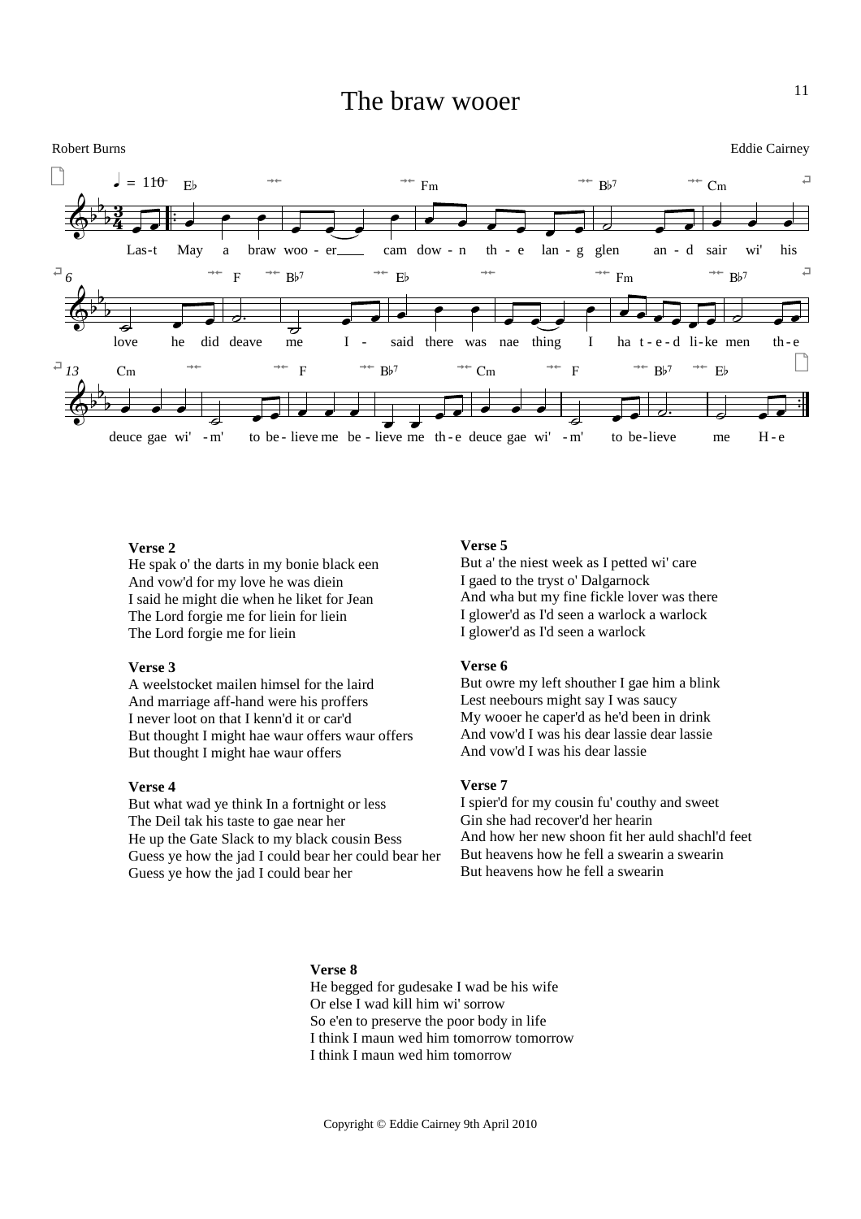# The braw wooer

Robert Burns

Eddie Cairney

**Verse 2**
He spak o' the darts in my bonie black een
And vow'd for my love he was diein
I said he might die when he liket for Jean
The Lord forgie me for liein for liein
The Lord forgie me for liein

**Verse 3**
A weelstocket mailen himsel for the laird
And marriage aff-hand were his proffers
I never loot on that I kenn'd it or car'd
But thought I might hae waur offers waur offers
But thought I might hae waur offers

**Verse 4**
But what wad ye think In a fortnight or less
The Deil tak his taste to gae near her
He up the Gate Slack to my black cousin Bess
Guess ye how the jad I could bear her could bear her
Guess ye how the jad I could bear her

**Verse 5**
But a' the niest week as I petted wi' care
I gaed to the tryst o' Dalgarnock
And wha but my fine fickle lover was there
I glower'd as I'd seen a warlock a warlock
I glower'd as I'd seen a warlock

**Verse 6**
But owre my left shouther I gae him a blink
Lest neebours might say I was saucy
My wooer he caper'd as he'd been in drink
And vow'd I was his dear lassie dear lassie
And vow'd I was his dear lassie

**Verse 7**
I spier'd for my cousin fu' couthy and sweet
Gin she had recover'd her hearin
And how her new shoon fit her auld shachl'd feet
But heavens how he fell a swearin a swearin
But heavens how he fell a swearin

**Verse 8**
He begged for gudesake I wad be his wife
Or else I wad kill him wi' sorrow
So e'en to preserve the poor body in life
I think I maun wed him tomorrow tomorrow
I think I maun wed him tomorrow

Copyright © Eddie Cairney 9th April 2010